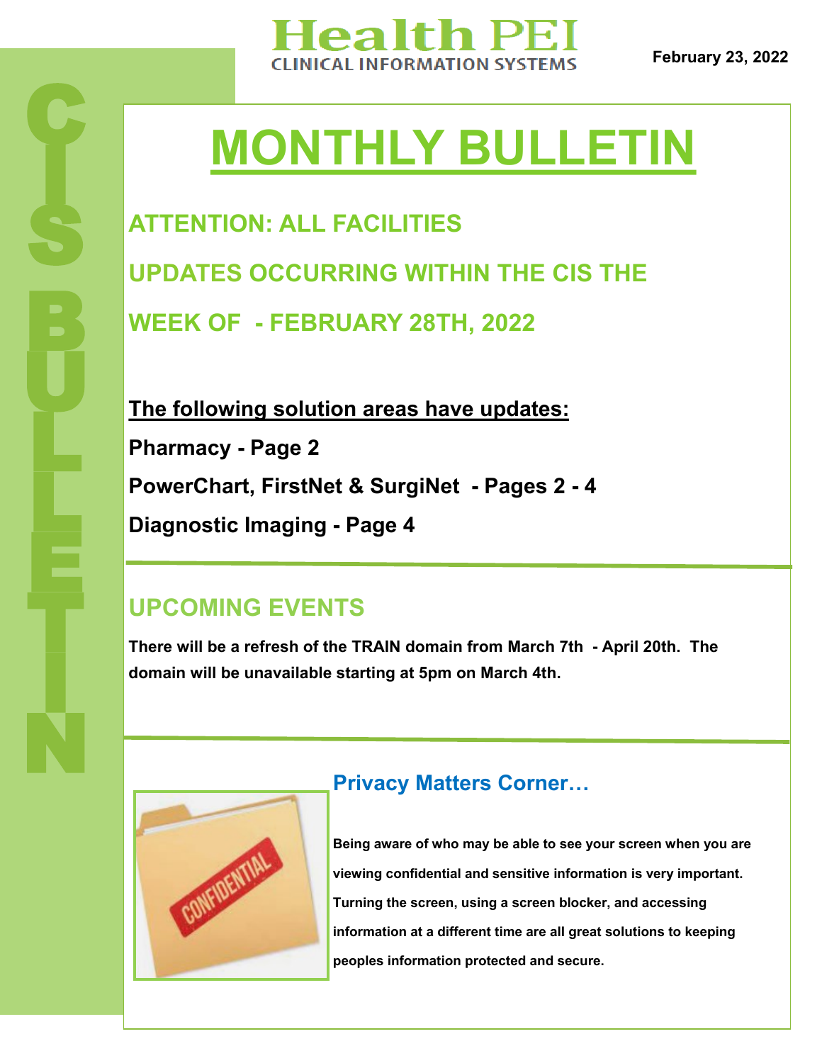Health PEI
CLINICAL INFORMATION SYSTEMS

February 23, 2022

# MONTHLY BULLETIN

## ATTENTION: ALL FACILITIES

## UPDATES OCCURRING WITHIN THE CIS THE WEEK OF - FEBRUARY 28TH, 2022

**The following solution areas have updates:**

**Pharmacy - Page 2**

**PowerChart, FirstNet & SurgiNet - Pages 2 - 4**

**Diagnostic Imaging - Page 4**

## UPCOMING EVENTS

**There will be a refresh of the TRAIN domain from March 7th - April 20th. The domain will be unavailable starting at 5pm on March 4th.**

### Privacy Matters Corner…

**Being aware of who may be able to see your screen when you are viewing confidential and sensitive information is very important. Turning the screen, using a screen blocker, and accessing information at a different time are all great solutions to keeping peoples information protected and secure.**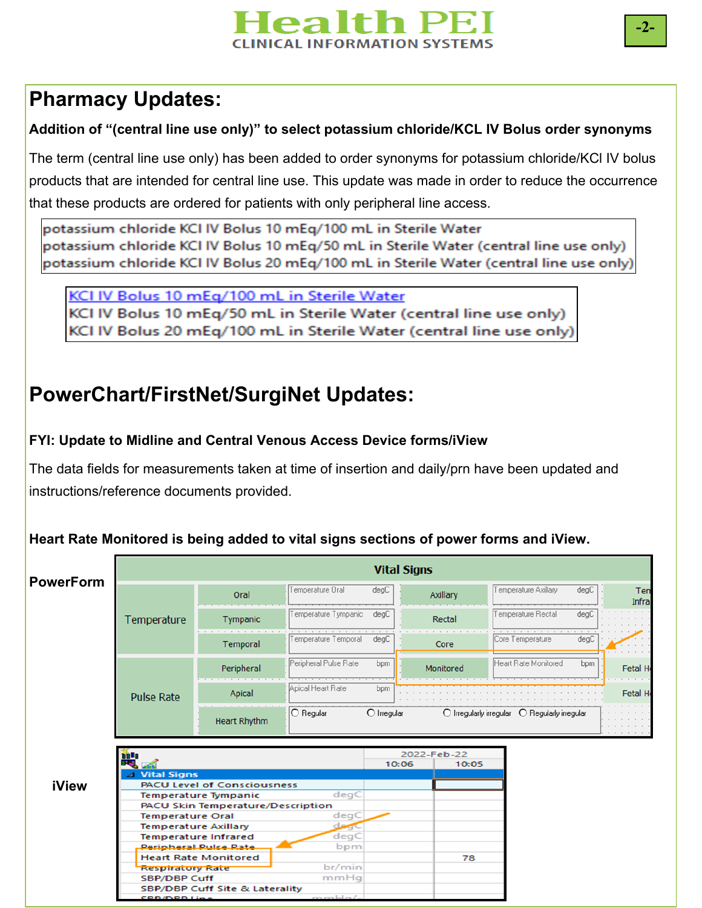# Pharmacy Updates:

**Addition of "(central line use only)" to select potassium chloride/KCL IV Bolus order synonyms**

The term (central line use only) has been added to order synonyms for potassium chloride/KCl IV bolus products that are intended for central line use. This update was made in order to reduce the occurrence that these products are ordered for patients with only peripheral line access.

potassium chloride KCl IV Bolus 10 mEq/100 mL in Sterile Water
potassium chloride KCl IV Bolus 10 mEq/50 mL in Sterile Water (central line use only)
potassium chloride KCl IV Bolus 20 mEq/100 mL in Sterile Water (central line use only)

KCl IV Bolus 10 mEq/100 mL in Sterile Water
KCl IV Bolus 10 mEq/50 mL in Sterile Water (central line use only)
KCl IV Bolus 20 mEq/100 mL in Sterile Water (central line use only)

# PowerChart/FirstNet/SurgiNet Updates:

**FYI: Update to Midline and Central Venous Access Device forms/iView**

The data fields for measurements taken at time of insertion and daily/prn have been updated and instructions/reference documents provided.

**Heart Rate Monitored is being added to vital signs sections of power forms and iView.**

**PowerForm**

| Vital Signs | | | | |
|---|---|---|---|---|
| Temperature | Oral | Temperature Oral degC | Axillary | Temperature Axillary degC |
| | Tympanic | Temperature Tympanic degC | Rectal | Temperature Rectal degC |
| | Temporal | Temperature Temporal degC | Core | Core Temperature degC |
| Pulse Rate | Peripheral | Peripheral Pulse Rate bpm | Monitored | Heart Rate Monitored bpm |
| | Apical | Apical Heart Rate bpm | | |
| | Heart Rhythm | ○ Regular ○ Irregular ○ Irregularly irregular ○ Regularly irregular | | |

**iView**

| Vital Signs | 2022-Feb-22 10:06 | 10:05 |
|---|---|---|
| PACU Level of Consciousness | | |
| Temperature Tympanic degC | | |
| PACU Skin Temperature/Description | | |
| Temperature Oral degC | | |
| Temperature Axillary degC | | |
| Temperature Infrared degC | | |
| Peripheral Pulse Rate bpm | | |
| Heart Rate Monitored | | 78 |
| Respiratory Rate br/min | | |
| SBP/DBP Cuff mmHg | | |
| SBP/DBP Cuff Site & Laterality | | |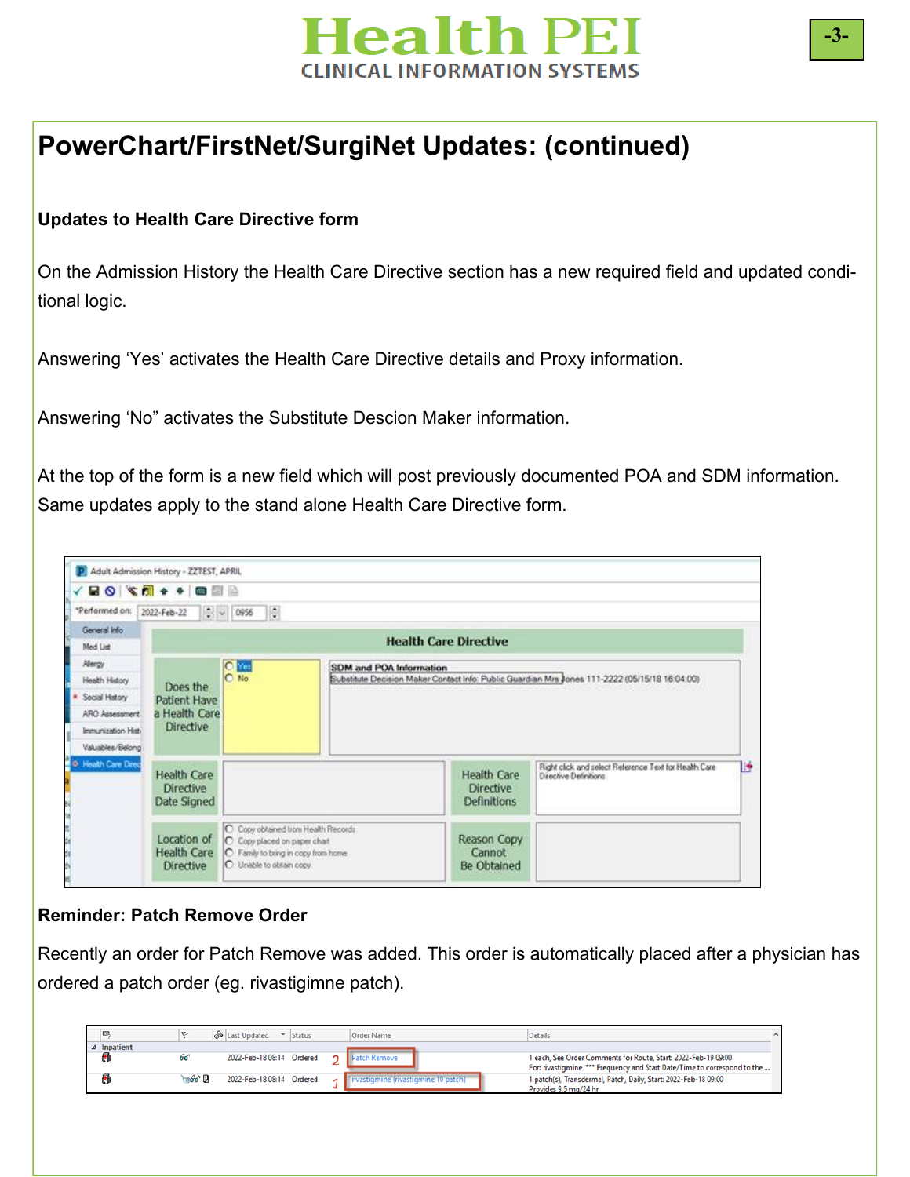# PowerChart/FirstNet/SurgiNet Updates: (continued)

**Updates to Health Care Directive form**

On the Admission History the Health Care Directive section has a new required field and updated conditional logic.

Answering 'Yes' activates the Health Care Directive details and Proxy information.

Answering 'No" activates the Substitute Descion Maker information.

At the top of the form is a new field which will post previously documented POA and SDM information. Same updates apply to the stand alone Health Care Directive form.

**Reminder: Patch Remove Order**

Recently an order for Patch Remove was added. This order is automatically placed after a physician has ordered a patch order (eg. rivastigimne patch).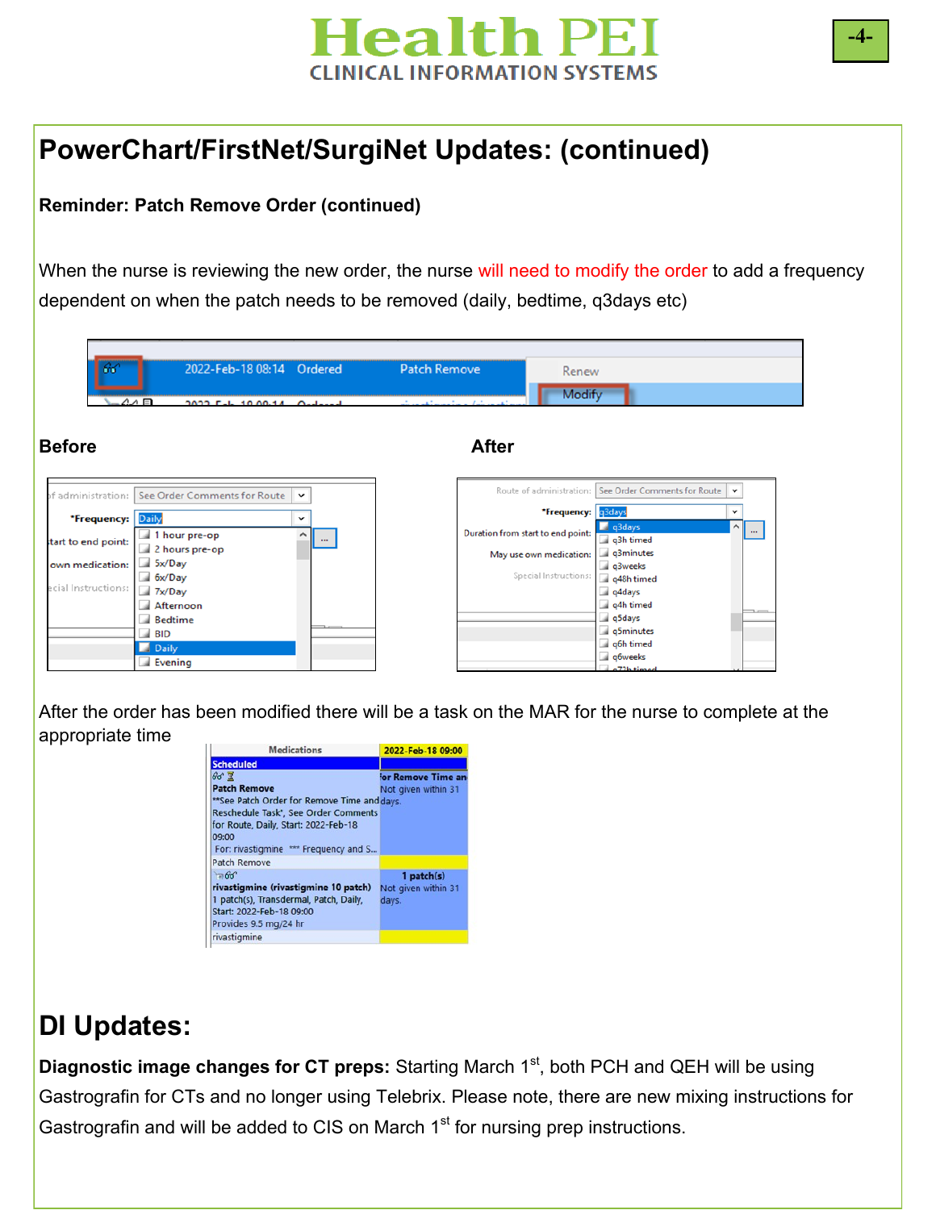## PowerChart/FirstNet/SurgiNet Updates: (continued)

**Reminder: Patch Remove Order (continued)**

When the nurse is reviewing the new order, the nurse will need to modify the order to add a frequency dependent on when the patch needs to be removed (daily, bedtime, q3days etc)

**Before**

**After**

After the order has been modified there will be a task on the MAR for the nurse to complete at the appropriate time

## DI Updates:

**Diagnostic image changes for CT preps:** Starting March 1st, both PCH and QEH will be using Gastrografin for CTs and no longer using Telebrix. Please note, there are new mixing instructions for Gastrografin and will be added to CIS on March 1st for nursing prep instructions.